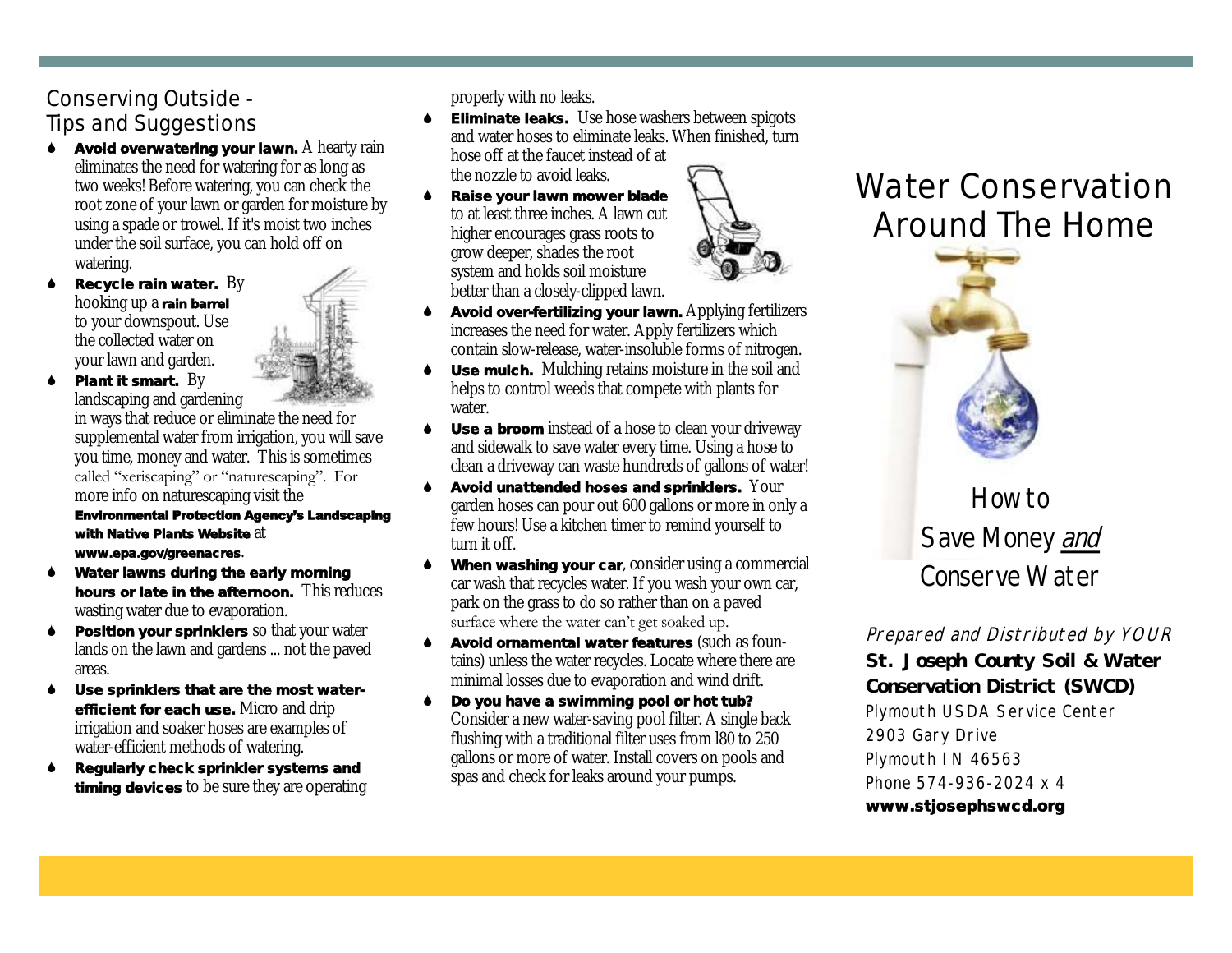## Conserving Outside - Tips and Suggestions

- **Avoid overwatering your lawn.** A hearty rain eliminates the need for watering for as long as two weeks! Before watering, you can check the root zone of your lawn or garden for moisture by using a spade or trowel. If it's moist two inches under the soil surface, you can hold off on watering.
- **Recycle rain water.** By hooking up a **rain barrel** to your downspout. Use the collected water on your lawn and garden.
- **Plant it smart.** By landscaping and gardening in ways that reduce or eliminate the need for supplemental water from irrigation, you will save you time, money and water. This is sometimes called "xeriscaping" or "naturescaping". For more info on naturescaping visit the **Environmental Protection Agency's Landscaping with Native Plants Website** at **www.epa.gov/greenacres**.
- **Water lawns during the early morning hours or late in the afternoon.** This reduces wasting water due to evaporation.
- **Position your sprinklers** so that your water lands on the lawn and gardens ... not the paved areas.
- **Use sprinklers that are the most water-efficient for each use.** Micro and drip irrigation and soaker hoses are examples of water-efficient methods of watering.
- **Regularly check sprinkler systems and timing devices** to be sure they are operating properly with no leaks.
- **Eliminate leaks.** Use hose washers between spigots and water hoses to eliminate leaks. When finished, turn hose off at the faucet instead of at the nozzle to avoid leaks.
- **Raise your lawn mower blade** to at least three inches. A lawn cut higher encourages grass roots to grow deeper, shades the root system and holds soil moisture better than a closely-clipped lawn.
- **Avoid over-fertilizing your lawn.** Applying fertilizers increases the need for water. Apply fertilizers which contain slow-release, water-insoluble forms of nitrogen.
- **Use mulch.** Mulching retains moisture in the soil and helps to control weeds that compete with plants for water.
- **Use a broom** instead of a hose to clean your driveway and sidewalk to save water every time. Using a hose to clean a driveway can waste hundreds of gallons of water!
- **Avoid unattended hoses and sprinklers.** Your garden hoses can pour out 600 gallons or more in only a few hours! Use a kitchen timer to remind yourself to turn it off.
- **When washing your car**, consider using a commercial car wash that recycles water. If you wash your own car, park on the grass to do so rather than on a paved surface where the water can't get soaked up.
- **Avoid ornamental water features** (such as fountains) unless the water recycles. Locate where there are minimal losses due to evaporation and wind drift.
- **Do you have a swimming pool or hot tub?** Consider a new water-saving pool filter. A single back flushing with a traditional filter uses from l80 to 250 gallons or more of water. Install covers on pools and spas and check for leaks around your pumps.

# Water Conservation Around The Home

## How to Save Money *and* Conserve Water

*Prepared and Distributed by YOUR*

**St. Joseph County Soil & Water Conservation District (SWCD)**

Plymouth USDA Service Center
2903 Gary Drive
Plymouth IN 46563
Phone 574-936-2024 x 4
**www.stjosephswcd.org**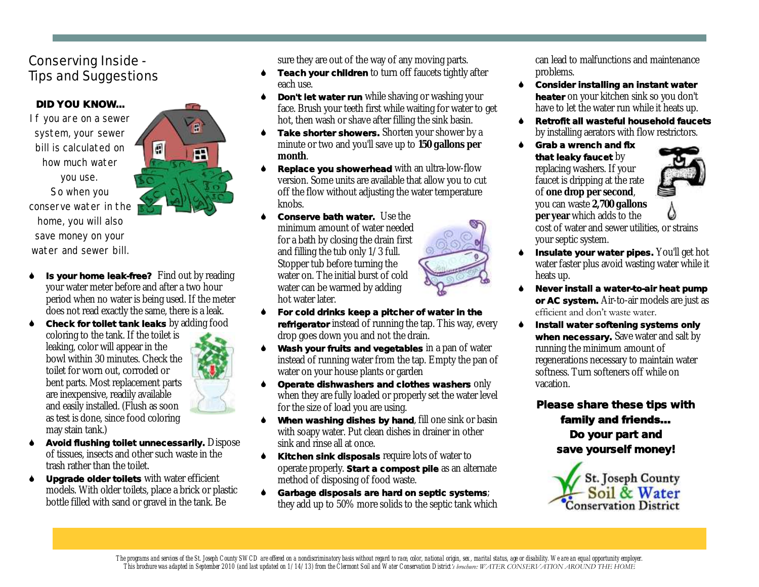## Conserving Inside - Tips and Suggestions

**DID YOU KNOW...**

If you are on a sewer system, your sewer bill is calculated on how much water you use. So when you conserve water in the home, you will also save money on your water and sewer bill.

- **Is your home leak-free?** Find out by reading your water meter before and after a two hour period when no water is being used. If the meter does not read exactly the same, there is a leak.
- **Check for toilet tank leaks** by adding food coloring to the tank. If the toilet is leaking, color will appear in the bowl within 30 minutes. Check the toilet for worn out, corroded or bent parts. Most replacement parts are inexpensive, readily available and easily installed. (Flush as soon as test is done, since food coloring may stain tank.)
- **Avoid flushing toilet unnecessarily.** Dispose of tissues, insects and other such waste in the trash rather than the toilet.
- **Upgrade older toilets** with water efficient models. With older toilets, place a brick or plastic bottle filled with sand or gravel in the tank. Be sure they are out of the way of any moving parts.
- **Teach your children** to turn off faucets tightly after each use.
- **Don't let water run** while shaving or washing your face. Brush your teeth first while waiting for water to get hot, then wash or shave after filling the sink basin.
- **Take shorter showers.** Shorten your shower by a minute or two and you'll save up to **150 gallons per month**.
- **Replace you showerhead** with an ultra-low-flow version. Some units are available that allow you to cut off the flow without adjusting the water temperature knobs.
- **Conserve bath water.** Use the minimum amount of water needed for a bath by closing the drain first and filling the tub only 1/3 full. Stopper tub before turning the water on. The initial burst of cold water can be warmed by adding hot water later.
- **For cold drinks keep a pitcher of water in the refrigerator** instead of running the tap. This way, every drop goes down you and not the drain.
- **Wash your fruits and vegetables** in a pan of water instead of running water from the tap. Empty the pan of water on your house plants or garden
- **Operate dishwashers and clothes washers** only when they are fully loaded or properly set the water level for the size of load you are using.
- **When washing dishes by hand**, fill one sink or basin with soapy water. Put clean dishes in drainer in other sink and rinse all at once.
- **Kitchen sink disposals** require lots of water to operate properly. **Start a compost pile** as an alternate method of disposing of food waste.
- **Garbage disposals are hard on septic systems**; they add up to 50% more solids to the septic tank which can lead to malfunctions and maintenance problems.
- **Consider installing an instant water heater** on your kitchen sink so you don't have to let the water run while it heats up.
- **Retrofit all wasteful household faucets** by installing aerators with flow restrictors.
- **Grab a wrench and fix that leaky faucet** by replacing washers. If your faucet is dripping at the rate of **one drop per second**, you can waste **2,700 gallons per year** which adds to the cost of water and sewer utilities, or strains your septic system.
- **Insulate your water pipes.** You'll get hot water faster plus avoid wasting water while it heats up.
- **Never install a water-to-air heat pump or AC system.** Air-to-air models are just as efficient and don't waste water.
- **Install water softening systems only when necessary.** Save water and salt by running the minimum amount of regenerations necessary to maintain water softness. Turn softeners off while on vacation.

**Please share these tips with family and friends... Do your part and save yourself money!**

St. Joseph County Soil & Water Conservation District

*The programs and services of the St. Joseph County SWCD are offered on a nondiscriminatory basis without regard to race, color, national origin, sex, marital status, age or disability. We are an equal opportunity employer.*
*This brochure was adapted in September 2010 (and last updated on 1/14/13) from the Clermont Soil and Water Conservation District's brochure: WATER CONSERVATION AROUND THE HOME*